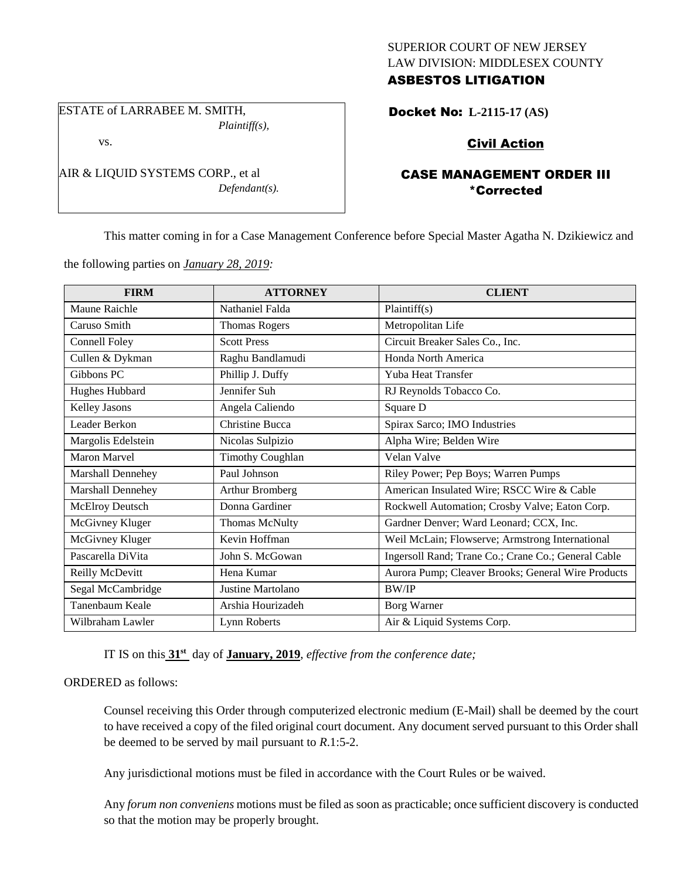SUPERIOR COURT OF NEW JERSEY
LAW DIVISION: MIDDLESEX COUNTY
**ASBESTOS LITIGATION**

ESTATE of LARRABEE M. SMITH,
*Plaintiff(s),*

vs.

AIR & LIQUID SYSTEMS CORP., et al
*Defendant(s).*

**Docket No: L-2115-17 (AS)**

**Civil Action**

**CASE MANAGEMENT ORDER III**
**\*Corrected**

This matter coming in for a Case Management Conference before Special Master Agatha N. Dzikiewicz and the following parties on *January 28, 2019:*

| FIRM | ATTORNEY | CLIENT |
|---|---|---|
| Maune Raichle | Nathaniel Falda | Plaintiff(s) |
| Caruso Smith | Thomas Rogers | Metropolitan Life |
| Connell Foley | Scott Press | Circuit Breaker Sales Co., Inc. |
| Cullen & Dykman | Raghu Bandlamudi | Honda North America |
| Gibbons PC | Phillip J. Duffy | Yuba Heat Transfer |
| Hughes Hubbard | Jennifer Suh | RJ Reynolds Tobacco Co. |
| Kelley Jasons | Angela Caliendo | Square D |
| Leader Berkon | Christine Bucca | Spirax Sarco; IMO Industries |
| Margolis Edelstein | Nicolas Sulpizio | Alpha Wire; Belden Wire |
| Maron Marvel | Timothy Coughlan | Velan Valve |
| Marshall Dennehey | Paul Johnson | Riley Power; Pep Boys; Warren Pumps |
| Marshall Dennehey | Arthur Bromberg | American Insulated Wire; RSCC Wire & Cable |
| McElroy Deutsch | Donna Gardiner | Rockwell Automation; Crosby Valve; Eaton Corp. |
| McGivney Kluger | Thomas McNulty | Gardner Denver; Ward Leonard; CCX, Inc. |
| McGivney Kluger | Kevin Hoffman | Weil McLain; Flowserve; Armstrong International |
| Pascarella DiVita | John S. McGowan | Ingersoll Rand; Trane Co.; Crane Co.; General Cable |
| Reilly McDevitt | Hena Kumar | Aurora Pump; Cleaver Brooks; General Wire Products |
| Segal McCambridge | Justine Martolano | BW/IP |
| Tanenbaum Keale | Arshia Hourizadeh | Borg Warner |
| Wilbraham Lawler | Lynn Roberts | Air & Liquid Systems Corp. |

IT IS on this **31st** day of **January, 2019**, *effective from the conference date;*

ORDERED as follows:

Counsel receiving this Order through computerized electronic medium (E-Mail) shall be deemed by the court to have received a copy of the filed original court document. Any document served pursuant to this Order shall be deemed to be served by mail pursuant to *R*.1:5-2.

Any jurisdictional motions must be filed in accordance with the Court Rules or be waived.

Any *forum non conveniens* motions must be filed as soon as practicable; once sufficient discovery is conducted so that the motion may be properly brought.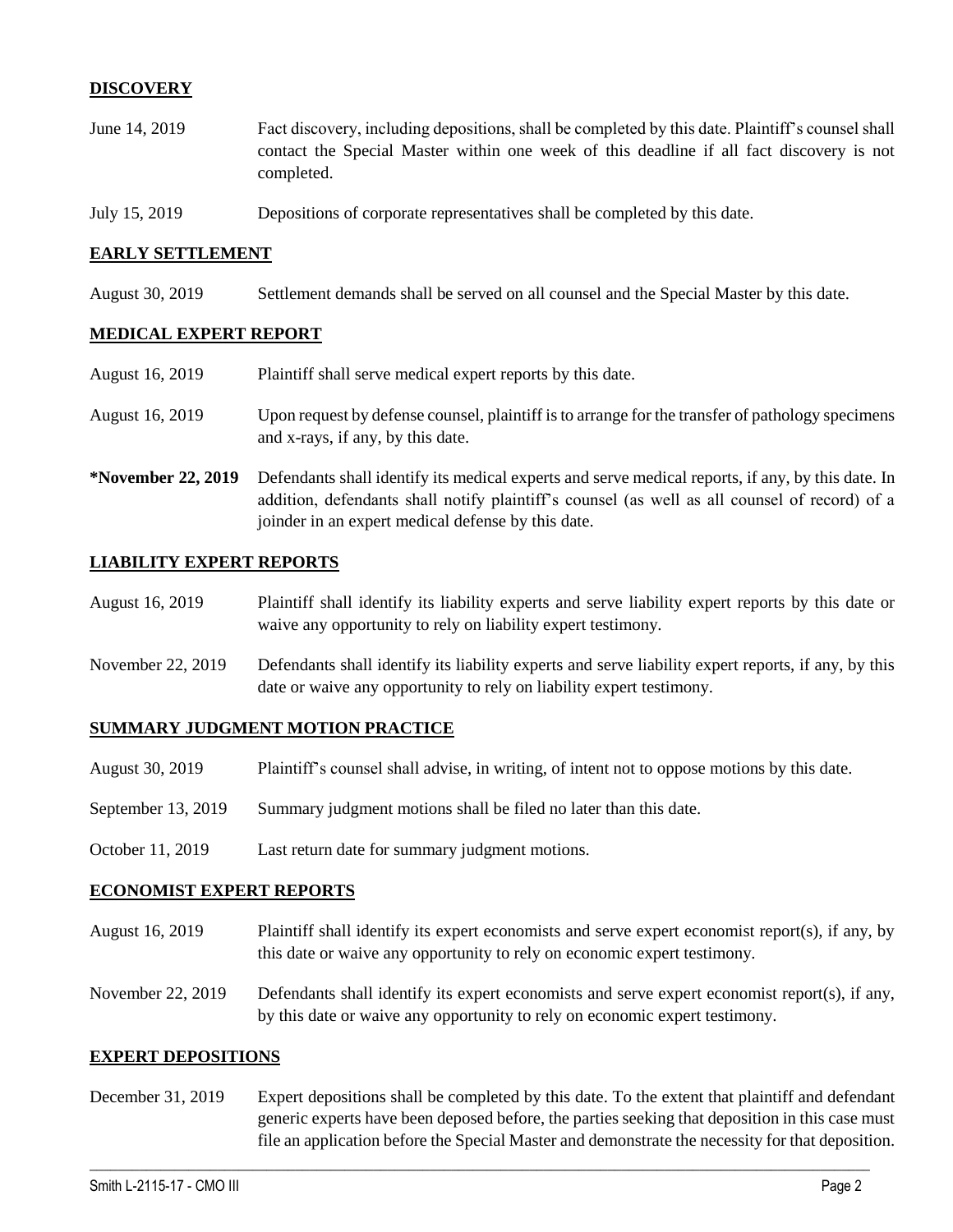## DISCOVERY

June 14, 2019 Fact discovery, including depositions, shall be completed by this date. Plaintiff's counsel shall contact the Special Master within one week of this deadline if all fact discovery is not completed.

July 15, 2019 Depositions of corporate representatives shall be completed by this date.

## EARLY SETTLEMENT

August 30, 2019 Settlement demands shall be served on all counsel and the Special Master by this date.

## MEDICAL EXPERT REPORT

August 16, 2019 Plaintiff shall serve medical expert reports by this date.

August 16, 2019 Upon request by defense counsel, plaintiff is to arrange for the transfer of pathology specimens and x-rays, if any, by this date.

**\*November 22, 2019** Defendants shall identify its medical experts and serve medical reports, if any, by this date. In addition, defendants shall notify plaintiff's counsel (as well as all counsel of record) of a joinder in an expert medical defense by this date.

## LIABILITY EXPERT REPORTS

August 16, 2019 Plaintiff shall identify its liability experts and serve liability expert reports by this date or waive any opportunity to rely on liability expert testimony.

November 22, 2019 Defendants shall identify its liability experts and serve liability expert reports, if any, by this date or waive any opportunity to rely on liability expert testimony.

## SUMMARY JUDGMENT MOTION PRACTICE

August 30, 2019 Plaintiff's counsel shall advise, in writing, of intent not to oppose motions by this date.

September 13, 2019 Summary judgment motions shall be filed no later than this date.

October 11, 2019 Last return date for summary judgment motions.

## ECONOMIST EXPERT REPORTS

August 16, 2019 Plaintiff shall identify its expert economists and serve expert economist report(s), if any, by this date or waive any opportunity to rely on economic expert testimony.

November 22, 2019 Defendants shall identify its expert economists and serve expert economist report(s), if any, by this date or waive any opportunity to rely on economic expert testimony.

## EXPERT DEPOSITIONS

December 31, 2019 Expert depositions shall be completed by this date. To the extent that plaintiff and defendant generic experts have been deposed before, the parties seeking that deposition in this case must file an application before the Special Master and demonstrate the necessity for that deposition.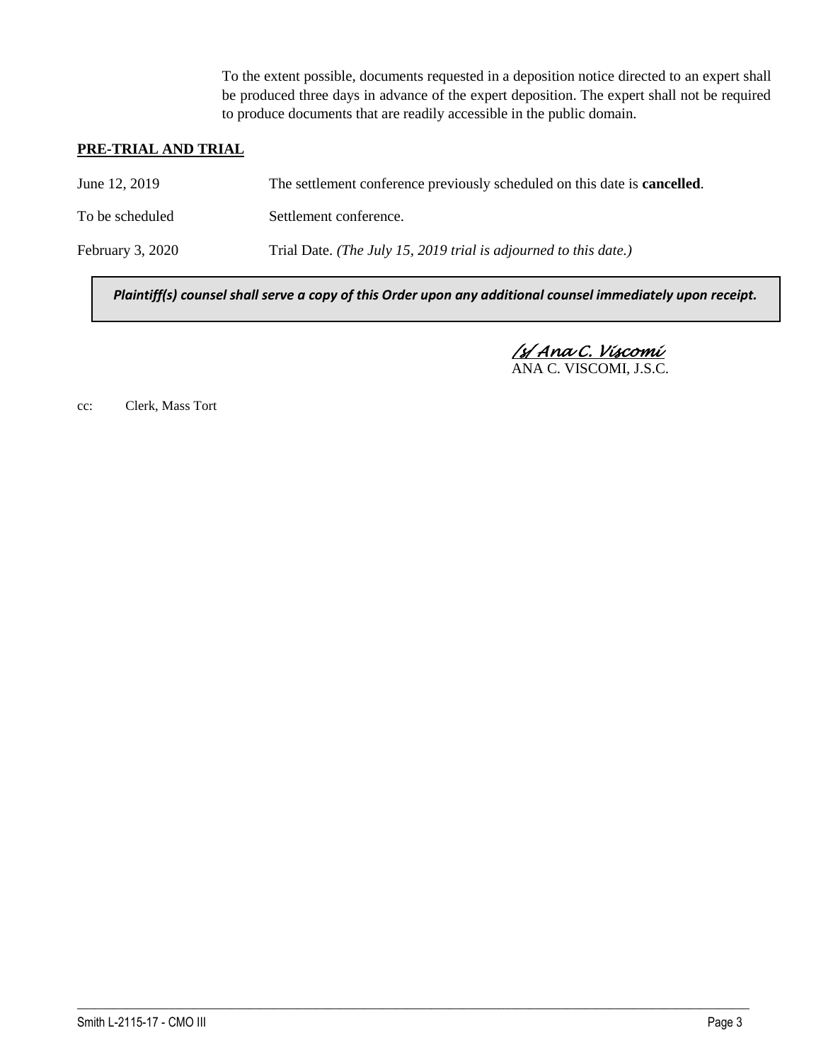To the extent possible, documents requested in a deposition notice directed to an expert shall be produced three days in advance of the expert deposition. The expert shall not be required to produce documents that are readily accessible in the public domain.

**PRE-TRIAL AND TRIAL**

| | |
|---|---|
| June 12, 2019 | The settlement conference previously scheduled on this date is **cancelled**. |
| To be scheduled | Settlement conference. |
| February 3, 2020 | Trial Date. *(The July 15, 2019 trial is adjourned to this date.)* |

***Plaintiff(s) counsel shall serve a copy of this Order upon any additional counsel immediately upon receipt.***

/s/ Ana C. Viscomi
ANA C. VISCOMI, J.S.C.

cc: Clerk, Mass Tort